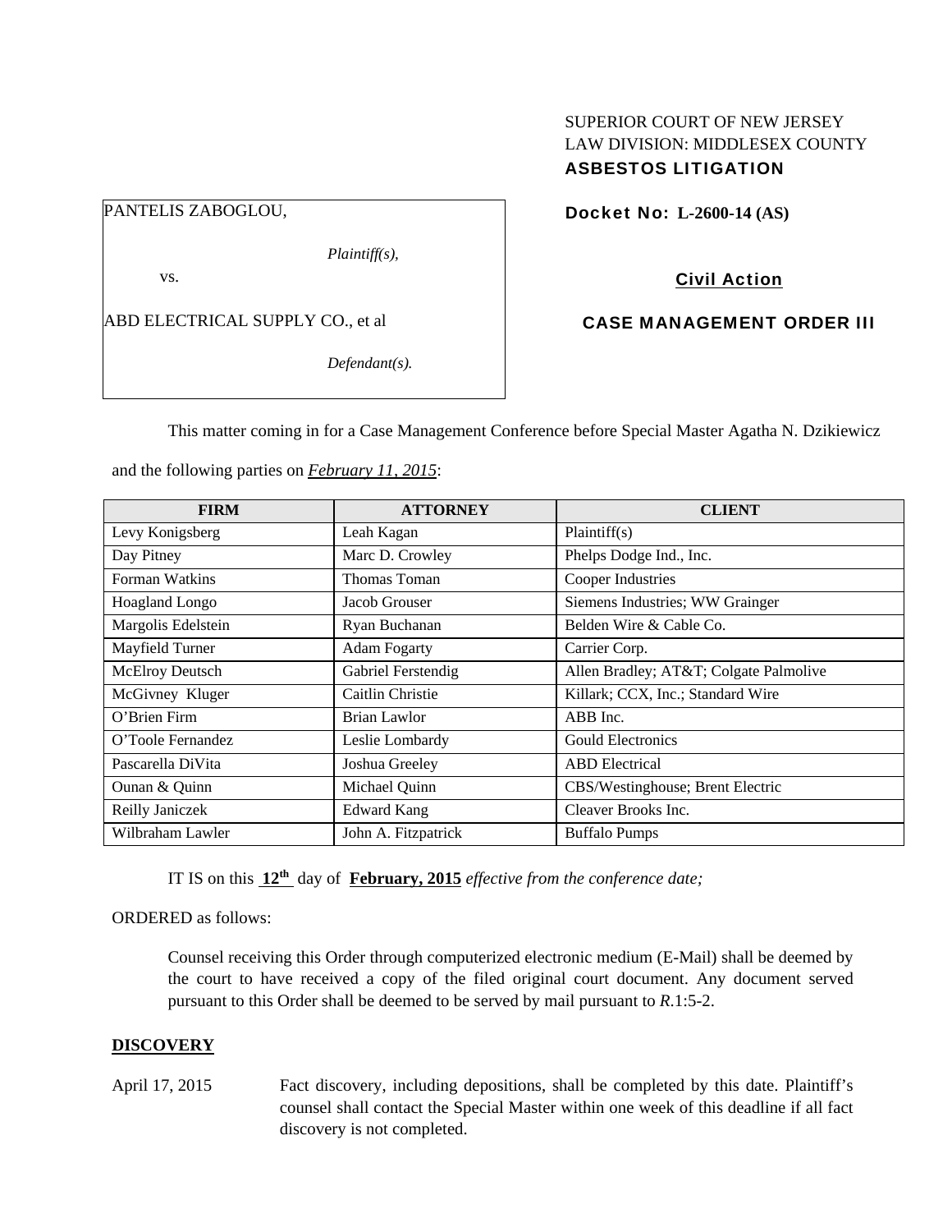SUPERIOR COURT OF NEW JERSEY
LAW DIVISION: MIDDLESEX COUNTY
**ASBESTOS LITIGATION**

PANTELIS ZABOGLOU,

*Plaintiff(s),*

vs.

ABD ELECTRICAL SUPPLY CO., et al

*Defendant(s).*

**Docket No: L-2600-14 (AS)**

**Civil Action**

**CASE MANAGEMENT ORDER III**

This matter coming in for a Case Management Conference before Special Master Agatha N. Dzikiewicz and the following parties on ***February 11, 2015***:

| FIRM | ATTORNEY | CLIENT |
|---|---|---|
| Levy Konigsberg | Leah Kagan | Plaintiff(s) |
| Day Pitney | Marc D. Crowley | Phelps Dodge Ind., Inc. |
| Forman Watkins | Thomas Toman | Cooper Industries |
| Hoagland Longo | Jacob Grouser | Siemens Industries; WW Grainger |
| Margolis Edelstein | Ryan Buchanan | Belden Wire & Cable Co. |
| Mayfield Turner | Adam Fogarty | Carrier Corp. |
| McElroy Deutsch | Gabriel Ferstendig | Allen Bradley; AT&T; Colgate Palmolive |
| McGivney Kluger | Caitlin Christie | Killark; CCX, Inc.; Standard Wire |
| O'Brien Firm | Brian Lawlor | ABB Inc. |
| O'Toole Fernandez | Leslie Lombardy | Gould Electronics |
| Pascarella DiVita | Joshua Greeley | ABD Electrical |
| Ounan & Quinn | Michael Quinn | CBS/Westinghouse; Brent Electric |
| Reilly Janiczek | Edward Kang | Cleaver Brooks Inc. |
| Wilbraham Lawler | John A. Fitzpatrick | Buffalo Pumps |

IT IS on this **12th** day of **February, 2015** *effective from the conference date;*

ORDERED as follows:

Counsel receiving this Order through computerized electronic medium (E-Mail) shall be deemed by the court to have received a copy of the filed original court document. Any document served pursuant to this Order shall be deemed to be served by mail pursuant to *R*.1:5-2.

## DISCOVERY

April 17, 2015 — Fact discovery, including depositions, shall be completed by this date. Plaintiff's counsel shall contact the Special Master within one week of this deadline if all fact discovery is not completed.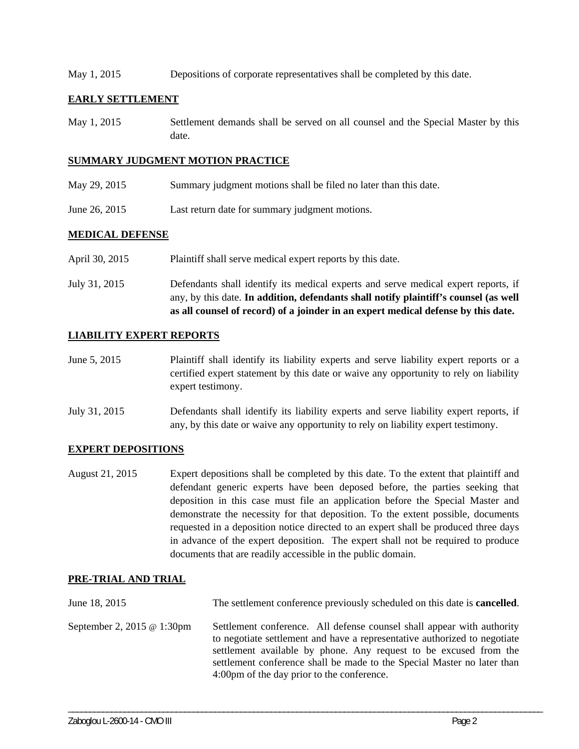May 1, 2015 Depositions of corporate representatives shall be completed by this date.

**EARLY SETTLEMENT**

May 1, 2015 Settlement demands shall be served on all counsel and the Special Master by this date.

**SUMMARY JUDGMENT MOTION PRACTICE**

May 29, 2015 Summary judgment motions shall be filed no later than this date.

June 26, 2015 Last return date for summary judgment motions.

**MEDICAL DEFENSE**

April 30, 2015 Plaintiff shall serve medical expert reports by this date.

July 31, 2015 Defendants shall identify its medical experts and serve medical expert reports, if any, by this date. **In addition, defendants shall notify plaintiff's counsel (as well as all counsel of record) of a joinder in an expert medical defense by this date.**

**LIABILITY EXPERT REPORTS**

June 5, 2015 Plaintiff shall identify its liability experts and serve liability expert reports or a certified expert statement by this date or waive any opportunity to rely on liability expert testimony.

July 31, 2015 Defendants shall identify its liability experts and serve liability expert reports, if any, by this date or waive any opportunity to rely on liability expert testimony.

**EXPERT DEPOSITIONS**

August 21, 2015 Expert depositions shall be completed by this date. To the extent that plaintiff and defendant generic experts have been deposed before, the parties seeking that deposition in this case must file an application before the Special Master and demonstrate the necessity for that deposition. To the extent possible, documents requested in a deposition notice directed to an expert shall be produced three days in advance of the expert deposition. The expert shall not be required to produce documents that are readily accessible in the public domain.

**PRE-TRIAL AND TRIAL**

June 18, 2015 The settlement conference previously scheduled on this date is **cancelled**.

September 2, 2015 @ 1:30pm Settlement conference. All defense counsel shall appear with authority to negotiate settlement and have a representative authorized to negotiate settlement available by phone. Any request to be excused from the settlement conference shall be made to the Special Master no later than 4:00pm of the day prior to the conference.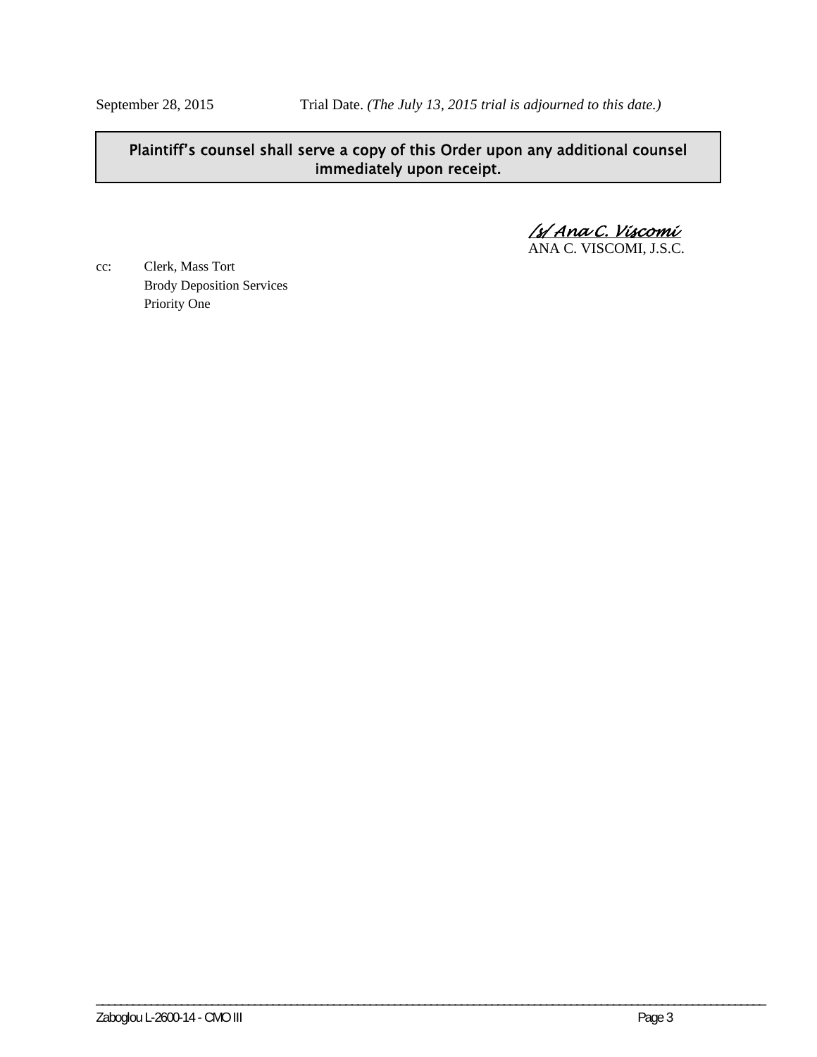September 28, 2015 Trial Date. *(The July 13, 2015 trial is adjourned to this date.)*

**Plaintiff's counsel shall serve a copy of this Order upon any additional counsel immediately upon receipt.**

*/s/ Ana C. Viscomi*
ANA C. VISCOMI, J.S.C.

cc: Clerk, Mass Tort
Brody Deposition Services
Priority One